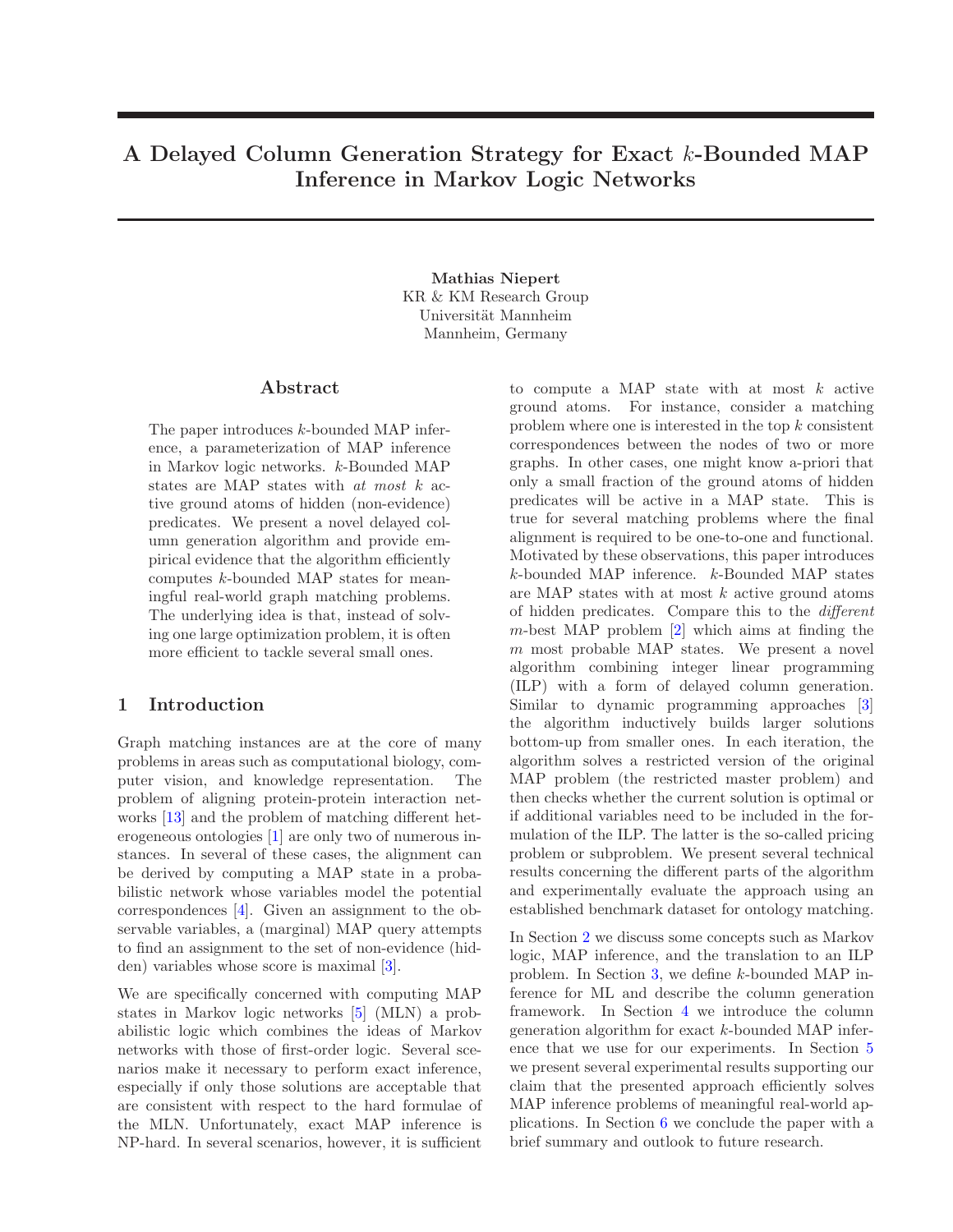# A Delayed Column Generation Strategy for Exact $k$-Bounded MAP Inference in Markov Logic Networks

**Mathias Niepert**
KR & KM Research Group
Universität Mannheim
Mannheim, Germany

## Abstract

The paper introduces $k$-bounded MAP inference, a parameterization of MAP inference in Markov logic networks. $k$-Bounded MAP states are MAP states with *at most* $k$ active ground atoms of hidden (non-evidence) predicates. We present a novel delayed column generation algorithm and provide empirical evidence that the algorithm efficiently computes $k$-bounded MAP states for meaningful real-world graph matching problems. The underlying idea is that, instead of solving one large optimization problem, it is often more efficient to tackle several small ones.

## 1 Introduction

Graph matching instances are at the core of many problems in areas such as computational biology, computer vision, and knowledge representation. The problem of aligning protein-protein interaction networks [13] and the problem of matching different heterogeneous ontologies [1] are only two of numerous instances. In several of these cases, the alignment can be derived by computing a MAP state in a probabilistic network whose variables model the potential correspondences [4]. Given an assignment to the observable variables, a (marginal) MAP query attempts to find an assignment to the set of non-evidence (hidden) variables whose score is maximal [3].

We are specifically concerned with computing MAP states in Markov logic networks [5] (MLN) a probabilistic logic which combines the ideas of Markov networks with those of first-order logic. Several scenarios make it necessary to perform exact inference, especially if only those solutions are acceptable that are consistent with respect to the hard formulae of the MLN. Unfortunately, exact MAP inference is NP-hard. In several scenarios, however, it is sufficient to compute a MAP state with at most $k$ active ground atoms. For instance, consider a matching problem where one is interested in the top $k$ consistent correspondences between the nodes of two or more graphs. In other cases, one might know a-priori that only a small fraction of the ground atoms of hidden predicates will be active in a MAP state. This is true for several matching problems where the final alignment is required to be one-to-one and functional. Motivated by these observations, this paper introduces $k$-bounded MAP inference. $k$-Bounded MAP states are MAP states with at most $k$ active ground atoms of hidden predicates. Compare this to the *different* $m$-best MAP problem [2] which aims at finding the $m$ most probable MAP states. We present a novel algorithm combining integer linear programming (ILP) with a form of delayed column generation. Similar to dynamic programming approaches [3] the algorithm inductively builds larger solutions bottom-up from smaller ones. In each iteration, the algorithm solves a restricted version of the original MAP problem (the restricted master problem) and then checks whether the current solution is optimal or if additional variables need to be included in the formulation of the ILP. The latter is the so-called pricing problem or subproblem. We present several technical results concerning the different parts of the algorithm and experimentally evaluate the approach using an established benchmark dataset for ontology matching.

In Section 2 we discuss some concepts such as Markov logic, MAP inference, and the translation to an ILP problem. In Section 3, we define $k$-bounded MAP inference for ML and describe the column generation framework. In Section 4 we introduce the column generation algorithm for exact $k$-bounded MAP inference that we use for our experiments. In Section 5 we present several experimental results supporting our claim that the presented approach efficiently solves MAP inference problems of meaningful real-world applications. In Section 6 we conclude the paper with a brief summary and outlook to future research.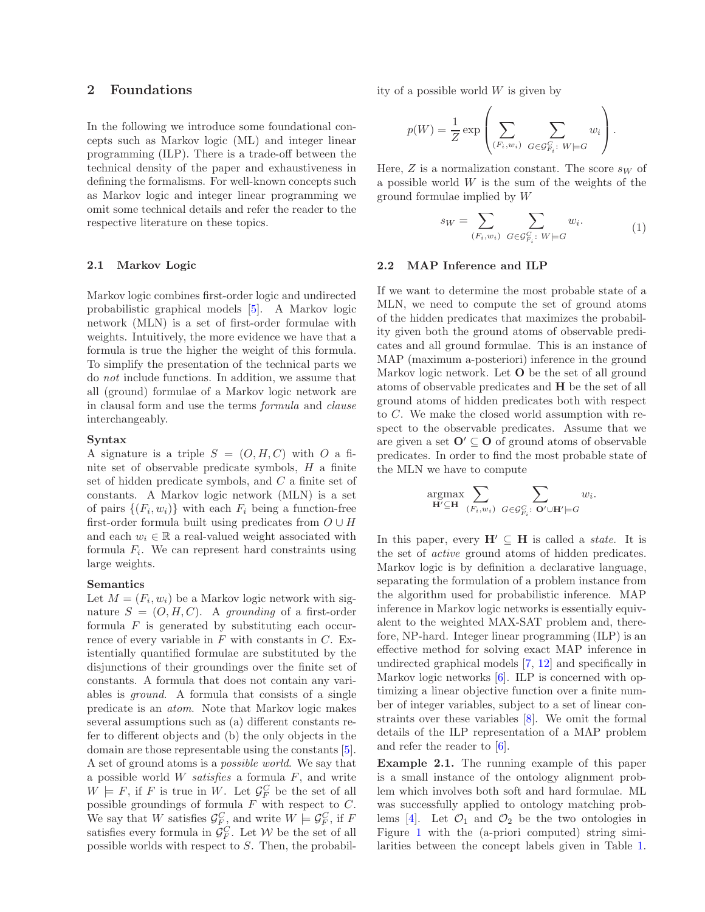## 2 Foundations

In the following we introduce some foundational concepts such as Markov logic (ML) and integer linear programming (ILP). There is a trade-off between the technical density of the paper and exhaustiveness in defining the formalisms. For well-known concepts such as Markov logic and integer linear programming we omit some technical details and refer the reader to the respective literature on these topics.

### 2.1 Markov Logic

Markov logic combines first-order logic and undirected probabilistic graphical models [5]. A Markov logic network (MLN) is a set of first-order formulae with weights. Intuitively, the more evidence we have that a formula is true the higher the weight of this formula. To simplify the presentation of the technical parts we do *not* include functions. In addition, we assume that all (ground) formulae of a Markov logic network are in clausal form and use the terms *formula* and *clause* interchangeably.

**Syntax**
A signature is a triple $S = (O, H, C)$ with $O$ a finite set of observable predicate symbols, $H$ a finite set of hidden predicate symbols, and $C$ a finite set of constants. A Markov logic network (MLN) is a set of pairs $\{(F_i, w_i)\}$ with each $F_i$ being a function-free first-order formula built using predicates from $O \cup H$ and each $w_i \in \mathbb{R}$ a real-valued weight associated with formula $F_i$. We can represent hard constraints using large weights.

**Semantics**
Let $M = (F_i, w_i)$ be a Markov logic network with signature $S = (O, H, C)$. A *grounding* of a first-order formula $F$ is generated by substituting each occurrence of every variable in $F$ with constants in $C$. Existentially quantified formulae are substituted by the disjunctions of their groundings over the finite set of constants. A formula that does not contain any variables is *ground*. A formula that consists of a single predicate is an *atom*. Note that Markov logic makes several assumptions such as (a) different constants refer to different objects and (b) the only objects in the domain are those representable using the constants [5]. A set of ground atoms is a *possible world*. We say that a possible world $W$ *satisfies* a formula $F$, and write $W \models F$, if $F$ is true in $W$. Let $\mathcal{G}_F^C$ be the set of all possible groundings of formula $F$ with respect to $C$. We say that $W$ satisfies $\mathcal{G}_F^C$, and write $W \models \mathcal{G}_F^C$, if $F$ satisfies every formula in $\mathcal{G}_F^C$. Let $\mathcal{W}$ be the set of all possible worlds with respect to $S$. Then, the probability of a possible world $W$ is given by

$$p(W) = \frac{1}{Z} \exp\left( \sum_{(F_i, w_i)} \sum_{G \in \mathcal{G}_{F_i}^C:\ W \models G} w_i \right).$$

Here, $Z$ is a normalization constant. The score $s_W$ of a possible world $W$ is the sum of the weights of the ground formulae implied by $W$

$$s_W = \sum_{(F_i, w_i)} \sum_{G \in \mathcal{G}_{F_i}^C:\ W \models G} w_i. \tag{1}$$

### 2.2 MAP Inference and ILP

If we want to determine the most probable state of a MLN, we need to compute the set of ground atoms of the hidden predicates that maximizes the probability given both the ground atoms of observable predicates and all ground formulae. This is an instance of MAP (maximum a-posteriori) inference in the ground Markov logic network. Let $\mathbf{O}$ be the set of all ground atoms of observable predicates and $\mathbf{H}$ be the set of all ground atoms of hidden predicates both with respect to $C$. We make the closed world assumption with respect to the observable predicates. Assume that we are given a set $\mathbf{O}' \subseteq \mathbf{O}$ of ground atoms of observable predicates. In order to find the most probable state of the MLN we have to compute

$$\underset{\mathbf{H}' \subseteq \mathbf{H}}{\operatorname{argmax}} \sum_{(F_i, w_i)} \sum_{G \in \mathcal{G}_{F_i}^C:\ \mathbf{O}' \cup \mathbf{H}' \models G} w_i.$$

In this paper, every $\mathbf{H}' \subseteq \mathbf{H}$ is called a *state*. It is the set of *active* ground atoms of hidden predicates. Markov logic is by definition a declarative language, separating the formulation of a problem instance from the algorithm used for probabilistic inference. MAP inference in Markov logic networks is essentially equivalent to the weighted MAX-SAT problem and, therefore, NP-hard. Integer linear programming (ILP) is an effective method for solving exact MAP inference in undirected graphical models [7, 12] and specifically in Markov logic networks [6]. ILP is concerned with optimizing a linear objective function over a finite number of integer variables, subject to a set of linear constraints over these variables [8]. We omit the formal details of the ILP representation of a MAP problem and refer the reader to [6].

**Example 2.1.** The running example of this paper is a small instance of the ontology alignment problem which involves both soft and hard formulae. ML was successfully applied to ontology matching problems [4]. Let $\mathcal{O}_1$ and $\mathcal{O}_2$ be the two ontologies in Figure 1 with the (a-priori computed) string similarities between the concept labels given in Table 1.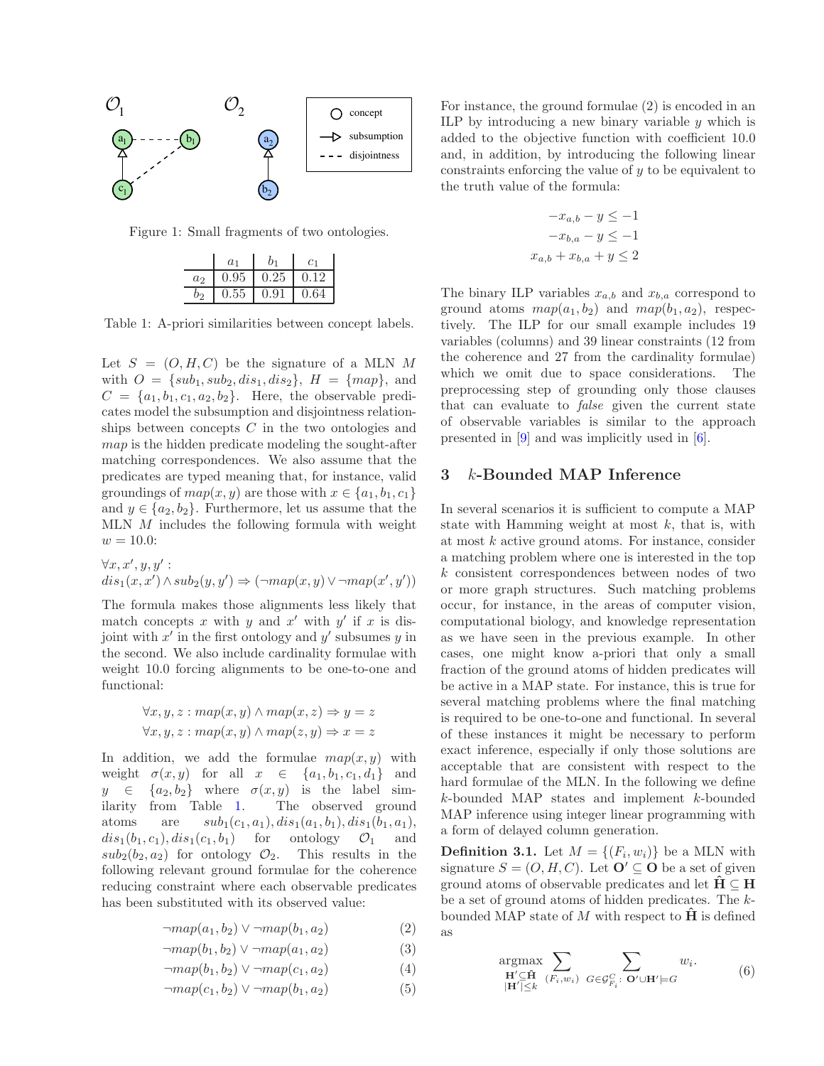Figure 1: Small fragments of two ontologies.

|  | $a_1$ | $b_1$ | $c_1$ |
|---|---|---|---|
| $a_2$ | 0.95 | 0.25 | 0.12 |
| $b_2$ | 0.55 | 0.91 | 0.64 |

Table 1: A-priori similarities between concept labels.

Let $S = (O, H, C)$ be the signature of a MLN $M$ with $O = \{sub_1, sub_2, dis_1, dis_2\}$, $H = \{map\}$, and $C = \{a_1, b_1, c_1, a_2, b_2\}$. Here, the observable predicates model the subsumption and disjointness relationships between concepts $C$ in the two ontologies and $map$ is the hidden predicate modeling the sought-after matching correspondences. We also assume that the predicates are typed meaning that, for instance, valid groundings of $map(x, y)$ are those with $x \in \{a_1, b_1, c_1\}$ and $y \in \{a_2, b_2\}$. Furthermore, let us assume that the MLN $M$ includes the following formula with weight $w = 10.0$:

$\forall x, x', y, y'$ :
$dis_1(x, x') \wedge sub_2(y, y') \Rightarrow (\neg map(x, y) \vee \neg map(x', y'))$

The formula makes those alignments less likely that match concepts $x$ with $y$ and $x'$ with $y'$ if $x$ is disjoint with $x'$ in the first ontology and $y'$ subsumes $y$ in the second. We also include cardinality formulae with weight 10.0 forcing alignments to be one-to-one and functional:

$$\forall x, y, z : map(x, y) \wedge map(x, z) \Rightarrow y = z$$

$$\forall x, y, z : map(x, y) \wedge map(z, y) \Rightarrow x = z$$

In addition, we add the formulae $map(x, y)$ with weight $\sigma(x, y)$ for all $x \in \{a_1, b_1, c_1, d_1\}$ and $y \in \{a_2, b_2\}$ where $\sigma(x, y)$ is the label similarity from Table 1. The observed ground atoms are $sub_1(c_1, a_1), dis_1(a_1, b_1), dis_1(b_1, a_1)$, $dis_1(b_1, c_1), dis_1(c_1, b_1)$ for ontology $\mathcal{O}_1$ and $sub_2(b_2, a_2)$ for ontology $\mathcal{O}_2$. This results in the following relevant ground formulae for the coherence reducing constraint where each observable predicates has been substituted with its observed value:

$$\neg map(a_1, b_2) \vee \neg map(b_1, a_2) \tag{2}$$

$$\neg map(b_1, b_2) \vee \neg map(a_1, a_2) \tag{3}$$

$$\neg map(b_1, b_2) \vee \neg map(c_1, a_2) \tag{4}$$

$$\neg map(c_1, b_2) \vee \neg map(b_1, a_2) \tag{5}$$

For instance, the ground formulae (2) is encoded in an ILP by introducing a new binary variable $y$ which is added to the objective function with coefficient 10.0 and, in addition, by introducing the following linear constraints enforcing the value of $y$ to be equivalent to the truth value of the formula:

$$-x_{a,b} - y \leq -1$$

$$-x_{b,a} - y \leq -1$$

$$x_{a,b} + x_{b,a} + y \leq 2$$

The binary ILP variables $x_{a,b}$ and $x_{b,a}$ correspond to ground atoms $map(a_1, b_2)$ and $map(b_1, a_2)$, respectively. The ILP for our small example includes 19 variables (columns) and 39 linear constraints (12 from the coherence and 27 from the cardinality formulae) which we omit due to space considerations. The preprocessing step of grounding only those clauses that can evaluate to *false* given the current state of observable variables is similar to the approach presented in [9] and was implicitly used in [6].

## 3 $k$-Bounded MAP Inference

In several scenarios it is sufficient to compute a MAP state with Hamming weight at most $k$, that is, with at most $k$ active ground atoms. For instance, consider a matching problem where one is interested in the top $k$ consistent correspondences between nodes of two or more graph structures. Such matching problems occur, for instance, in the areas of computer vision, computational biology, and knowledge representation as we have seen in the previous example. In other cases, one might know a-priori that only a small fraction of the ground atoms of hidden predicates will be active in a MAP state. For instance, this is true for several matching problems where the final matching is required to be one-to-one and functional. In several of these instances it might be necessary to perform exact inference, especially if only those solutions are acceptable that are consistent with respect to the hard formulae of the MLN. In the following we define $k$-bounded MAP states and implement $k$-bounded MAP inference using integer linear programming with a form of delayed column generation.

**Definition 3.1.** Let $M = \{(F_i, w_i)\}$ be a MLN with signature $S = (O, H, C)$. Let $\mathbf{O}' \subseteq \mathbf{O}$ be a set of given ground atoms of observable predicates and let $\hat{\mathbf{H}} \subseteq \mathbf{H}$ be a set of ground atoms of hidden predicates. The $k$-bounded MAP state of $M$ with respect to $\hat{\mathbf{H}}$ is defined as

$$\underset{\substack{\mathbf{H}' \subseteq \hat{\mathbf{H}} \\ |\mathbf{H}'| \leq k}}{\operatorname{argmax}} \sum_{(F_i, w_i)} \sum_{G \in \mathcal{G}^C_{F_i} : \ \mathbf{O}' \cup \mathbf{H}' \models G} w_i. \tag{6}$$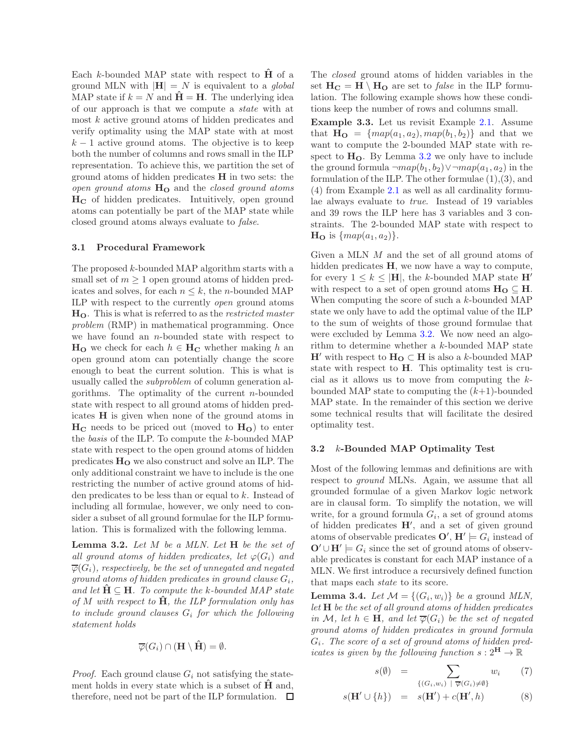Each $k$-bounded MAP state with respect to $\hat{\mathbf{H}}$ of a ground MLN with $|\mathbf{H}| = N$ is equivalent to a *global* MAP state if $k = N$ and $\hat{\mathbf{H}} = \mathbf{H}$. The underlying idea of our approach is that we compute a *state* with at most $k$ active ground atoms of hidden predicates and verify optimality using the MAP state with at most $k-1$ active ground atoms. The objective is to keep both the number of columns and rows small in the ILP representation. To achieve this, we partition the set of ground atoms of hidden predicates $\mathbf{H}$ in two sets: the *open ground atoms* $\mathbf{H_O}$ and the *closed ground atoms* $\mathbf{H_C}$ of hidden predicates. Intuitively, open ground atoms can potentially be part of the MAP state while closed ground atoms always evaluate to *false*.

### 3.1 Procedural Framework

The proposed $k$-bounded MAP algorithm starts with a small set of $m \geq 1$ open ground atoms of hidden predicates and solves, for each $n \leq k$, the $n$-bounded MAP ILP with respect to the currently *open* ground atoms $\mathbf{H_O}$. This is what is referred to as the *restricted master problem* (RMP) in mathematical programming. Once we have found an $n$-bounded state with respect to $\mathbf{H_O}$ we check for each $h \in \mathbf{H_C}$ whether making $h$ an open ground atom can potentially change the score enough to beat the current solution. This is what is usually called the *subproblem* of column generation algorithms. The optimality of the current $n$-bounded state with respect to all ground atoms of hidden predicates $\mathbf{H}$ is given when none of the ground atoms in $\mathbf{H_C}$ needs to be priced out (moved to $\mathbf{H_O}$) to enter the *basis* of the ILP. To compute the $k$-bounded MAP state with respect to the open ground atoms of hidden predicates $\mathbf{H_O}$ we also construct and solve an ILP. The only additional constraint we have to include is the one restricting the number of active ground atoms of hidden predicates to be less than or equal to $k$. Instead of including all formulae, however, we only need to consider a subset of all ground formulae for the ILP formulation. This is formalized with the following lemma.

**Lemma 3.2.** *Let $M$ be a MLN. Let $\mathbf{H}$ be the set of all ground atoms of hidden predicates, let $\varphi(G_i)$ and $\overline{\varphi}(G_i)$, respectively, be the set of unnegated and negated ground atoms of hidden predicates in ground clause $G_i$, and let $\hat{\mathbf{H}} \subseteq \mathbf{H}$. To compute the $k$-bounded MAP state of $M$ with respect to $\hat{\mathbf{H}}$, the ILP formulation only has to include ground clauses $G_i$ for which the following statement holds*

$$\overline{\varphi}(G_i) \cap (\mathbf{H} \setminus \hat{\mathbf{H}}) = \emptyset.$$

*Proof.* Each ground clause $G_i$ not satisfying the statement holds in every state which is a subset of $\hat{\mathbf{H}}$ and, therefore, need not be part of the ILP formulation. □

The *closed* ground atoms of hidden variables in the set $\mathbf{H_C} = \mathbf{H} \setminus \mathbf{H_O}$ are set to *false* in the ILP formulation. The following example shows how these conditions keep the number of rows and columns small.

**Example 3.3.** Let us revisit Example 2.1. Assume that $\mathbf{H_O} = \{map(a_1, a_2), map(b_1, b_2)\}$ and that we want to compute the 2-bounded MAP state with respect to $\mathbf{H_O}$. By Lemma 3.2 we only have to include the ground formula $\neg map(b_1, b_2) \lor \neg map(a_1, a_2)$ in the formulation of the ILP. The other formulae (1),(3), and (4) from Example 2.1 as well as all cardinality formulae always evaluate to *true*. Instead of 19 variables and 39 rows the ILP here has 3 variables and 3 constraints. The 2-bounded MAP state with respect to $\mathbf{H_O}$ is $\{map(a_1, a_2)\}$.

Given a MLN $M$ and the set of all ground atoms of hidden predicates $\mathbf{H}$, we now have a way to compute, for every $1 \leq k \leq |\mathbf{H}|$, the $k$-bounded MAP state $\mathbf{H}'$ with respect to a set of open ground atoms $\mathbf{H_O} \subseteq \mathbf{H}$. When computing the score of such a $k$-bounded MAP state we only have to add the optimal value of the ILP to the sum of weights of those ground formulae that were excluded by Lemma 3.2. We now need an algorithm to determine whether a $k$-bounded MAP state $\mathbf{H}'$ with respect to $\mathbf{H_O} \subset \mathbf{H}$ is also a $k$-bounded MAP state with respect to $\mathbf{H}$. This optimality test is crucial as it allows us to move from computing the $k$-bounded MAP state to computing the $(k+1)$-bounded MAP state. In the remainder of this section we derive some technical results that will facilitate the desired optimality test.

### 3.2 $k$-Bounded MAP Optimality Test

Most of the following lemmas and definitions are with respect to *ground* MLNs. Again, we assume that all grounded formulae of a given Markov logic network are in clausal form. To simplify the notation, we will write, for a ground formula $G_i$, a set of ground atoms of hidden predicates $\mathbf{H}'$, and a set of given ground atoms of observable predicates $\mathbf{O}'$, $\mathbf{H}' \models G_i$ instead of $\mathbf{O}' \cup \mathbf{H}' \models G_i$ since the set of ground atoms of observable predicates is constant for each MAP instance of a MLN. We first introduce a recursively defined function that maps each *state* to its score.

**Lemma 3.4.** *Let $\mathcal{M} = \{(G_i, w_i)\}$ be a ground MLN, let $\mathbf{H}$ be the set of all ground atoms of hidden predicates in $\mathcal{M}$, let $h \in \mathbf{H}$, and let $\overline{\varphi}(G_i)$ be the set of negated ground atoms of hidden predicates in ground formula $G_i$. The score of a set of ground atoms of hidden predicates is given by the following function $s : 2^{\mathbf{H}} \rightarrow \mathbb{R}$*

$$s(\emptyset) = \sum_{\{(G_i, w_i) \ | \ \overline{\varphi}(G_i) \neq \emptyset\}} w_i \qquad (7)$$

$$s(\mathbf{H}' \cup \{h\}) = s(\mathbf{H}') + c(\mathbf{H}', h) \qquad (8)$$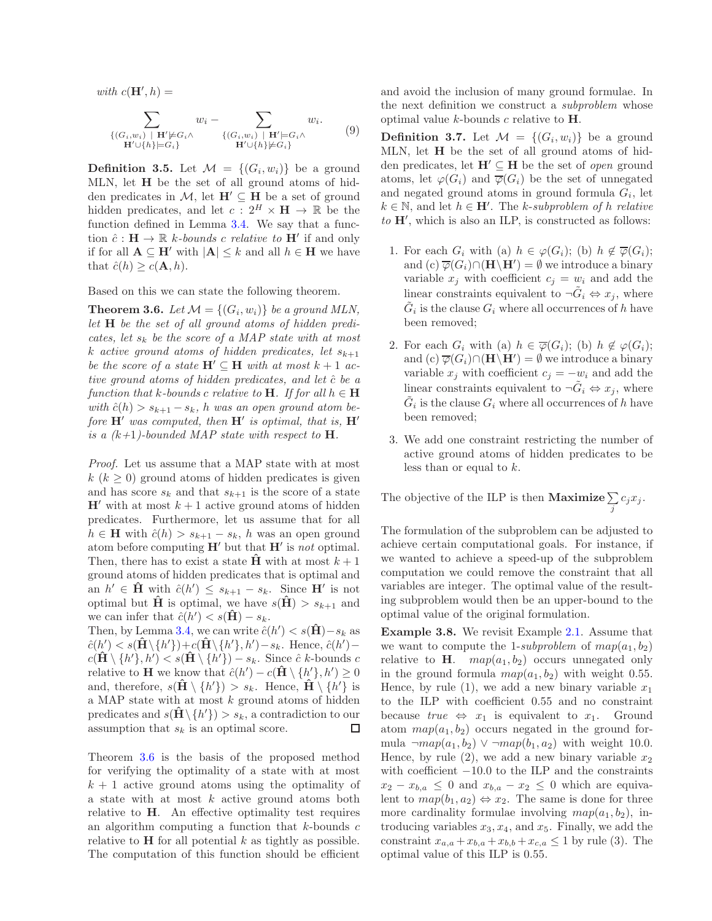*with* $c(\mathbf{H}', h) =$

$$\sum_{\substack{\{(G_i,w_i)\ \mid\ \mathbf{H}' \not\models G_i \wedge \\ \mathbf{H}' \cup \{h\} \models G_i\}}} w_i - \sum_{\substack{\{(G_i,w_i)\ \mid\ \mathbf{H}' \models G_i \wedge \\ \mathbf{H}' \cup \{h\} \not\models G_i\}}} w_i. \tag{9}$$

**Definition 3.5.** Let $\mathcal{M} = \{(G_i, w_i)\}$ be a ground MLN, let $\mathbf{H}$ be the set of all ground atoms of hidden predicates in $\mathcal{M}$, let $\mathbf{H}' \subseteq \mathbf{H}$ be a set of ground hidden predicates, and let $c : 2^H \times \mathbf{H} \rightarrow \mathbb{R}$ be the function defined in Lemma 3.4. We say that a function $\hat{c} : \mathbf{H} \rightarrow \mathbb{R}$ *k-bounds* $c$ *relative to* $\mathbf{H}'$ if and only if for all $\mathbf{A} \subseteq \mathbf{H}'$ with $|\mathbf{A}| \leq k$ and all $h \in \mathbf{H}$ we have that $\hat{c}(h) \geq c(\mathbf{A}, h)$.

Based on this we can state the following theorem.

**Theorem 3.6.** *Let $\mathcal{M} = \{(G_i, w_i)\}$ be a ground MLN, let $\mathbf{H}$ be the set of all ground atoms of hidden predicates, let $s_k$ be the score of a MAP state with at most $k$ active ground atoms of hidden predicates, let $s_{k+1}$ be the score of a state $\mathbf{H}' \subseteq \mathbf{H}$ with at most $k+1$ active ground atoms of hidden predicates, and let $\hat{c}$ be a function that $k$-bounds $c$ relative to $\mathbf{H}$. If for all $h \in \mathbf{H}$ with $\hat{c}(h) > s_{k+1} - s_k$, $h$ was an open ground atom before $\mathbf{H}'$ was computed, then $\mathbf{H}'$ is optimal, that is, $\mathbf{H}'$ is a ($k$+1)-bounded MAP state with respect to $\mathbf{H}$.*

*Proof.* Let us assume that a MAP state with at most $k$ ($k \geq 0$) ground atoms of hidden predicates is given and has score $s_k$ and that $s_{k+1}$ is the score of a state $\mathbf{H}'$ with at most $k+1$ active ground atoms of hidden predicates. Furthermore, let us assume that for all $h \in \mathbf{H}$ with $\hat{c}(h) > s_{k+1} - s_k$, $h$ was an open ground atom before computing $\mathbf{H}'$ but that $\mathbf{H}'$ is *not* optimal. Then, there has to exist a state $\hat{\mathbf{H}}$ with at most $k+1$ ground atoms of hidden predicates that is optimal and an $h' \in \hat{\mathbf{H}}$ with $\hat{c}(h') \leq s_{k+1} - s_k$. Since $\mathbf{H}'$ is not optimal but $\hat{\mathbf{H}}$ is optimal, we have $s(\hat{\mathbf{H}}) > s_{k+1}$ and we can infer that $\hat{c}(h') < s(\hat{\mathbf{H}}) - s_k$.
Then, by Lemma 3.4, we can write $\hat{c}(h') < s(\hat{\mathbf{H}}) - s_k$ as $\hat{c}(h') < s(\hat{\mathbf{H}} \setminus \{h'\}) + c(\hat{\mathbf{H}} \setminus \{h'\}, h') - s_k$. Hence, $\hat{c}(h') - c(\hat{\mathbf{H}} \setminus \{h'\}, h') < s(\hat{\mathbf{H}} \setminus \{h'\}) - s_k$. Since $\hat{c}$ $k$-bounds $c$ relative to $\mathbf{H}$ we know that $\hat{c}(h') - c(\hat{\mathbf{H}} \setminus \{h'\}, h') \geq 0$ and, therefore, $s(\hat{\mathbf{H}} \setminus \{h'\}) > s_k$. Hence, $\hat{\mathbf{H}} \setminus \{h'\}$ is a MAP state with at most $k$ ground atoms of hidden predicates and $s(\hat{\mathbf{H}} \setminus \{h'\}) > s_k$, a contradiction to our assumption that $s_k$ is an optimal score. □

Theorem 3.6 is the basis of the proposed method for verifying the optimality of a state with at most $k+1$ active ground atoms using the optimality of a state with at most $k$ active ground atoms both relative to $\mathbf{H}$. An effective optimality test requires an algorithm computing a function that $k$-bounds $c$ relative to $\mathbf{H}$ for all potential $k$ as tightly as possible. The computation of this function should be efficient and avoid the inclusion of many ground formulae. In the next definition we construct a *subproblem* whose optimal value $k$-bounds $c$ relative to $\mathbf{H}$.

**Definition 3.7.** Let $\mathcal{M} = \{(G_i, w_i)\}$ be a ground MLN, let $\mathbf{H}$ be the set of all ground atoms of hidden predicates, let $\mathbf{H}' \subseteq \mathbf{H}$ be the set of *open* ground atoms, let $\varphi(G_i)$ and $\overline{\varphi}(G_i)$ be the set of unnegated and negated ground atoms in ground formula $G_i$, let $k \in \mathbb{N}$, and let $h \in \mathbf{H}'$. The *k-subproblem of h relative to* $\mathbf{H}'$, which is also an ILP, is constructed as follows:

1. For each $G_i$ with (a) $h \in \varphi(G_i)$; (b) $h \notin \overline{\varphi}(G_i)$; and (c) $\overline{\varphi}(G_i) \cap (\mathbf{H} \setminus \mathbf{H}') = \emptyset$ we introduce a binary variable $x_j$ with coefficient $c_j = w_i$ and add the linear constraints equivalent to $\neg\tilde{G}_i \Leftrightarrow x_j$, where $\tilde{G}_i$ is the clause $G_i$ where all occurrences of $h$ have been removed;

2. For each $G_i$ with (a) $h \in \overline{\varphi}(G_i)$; (b) $h \notin \varphi(G_i)$; and (c) $\overline{\varphi}(G_i) \cap (\mathbf{H} \setminus \mathbf{H}') = \emptyset$ we introduce a binary variable $x_j$ with coefficient $c_j = -w_i$ and add the linear constraints equivalent to $\neg\tilde{G}_i \Leftrightarrow x_j$, where $\tilde{G}_i$ is the clause $G_i$ where all occurrences of $h$ have been removed;

3. We add one constraint restricting the number of active ground atoms of hidden predicates to be less than or equal to $k$.

The objective of the ILP is then **Maximize** $\sum_j c_j x_j$.

The formulation of the subproblem can be adjusted to achieve certain computational goals. For instance, if we wanted to achieve a speed-up of the subproblem computation we could remove the constraint that all variables are integer. The optimal value of the resulting subproblem would then be an upper-bound to the optimal value of the original formulation.

**Example 3.8.** We revisit Example 2.1. Assume that we want to compute the 1-*subproblem* of $map(a_1, b_2)$ relative to $\mathbf{H}$. $map(a_1, b_2)$ occurs unnegated only in the ground formula $map(a_1, b_2)$ with weight 0.55. Hence, by rule (1), we add a new binary variable $x_1$ to the ILP with coefficient 0.55 and no constraint because *true* $\Leftrightarrow$ $x_1$ is equivalent to $x_1$. Ground atom $map(a_1, b_2)$ occurs negated in the ground formula $\neg map(a_1, b_2) \vee \neg map(b_1, a_2)$ with weight 10.0. Hence, by rule (2), we add a new binary variable $x_2$ with coefficient $-10.0$ to the ILP and the constraints $x_2 - x_{b,a} \leq 0$ and $x_{b,a} - x_2 \leq 0$ which are equivalent to $map(b_1, a_2) \Leftrightarrow x_2$. The same is done for three more cardinality formulae involving $map(a_1, b_2)$, introducing variables $x_3, x_4$, and $x_5$. Finally, we add the constraint $x_{a,a} + x_{b,a} + x_{b,b} + x_{c,a} \leq 1$ by rule (3). The optimal value of this ILP is 0.55.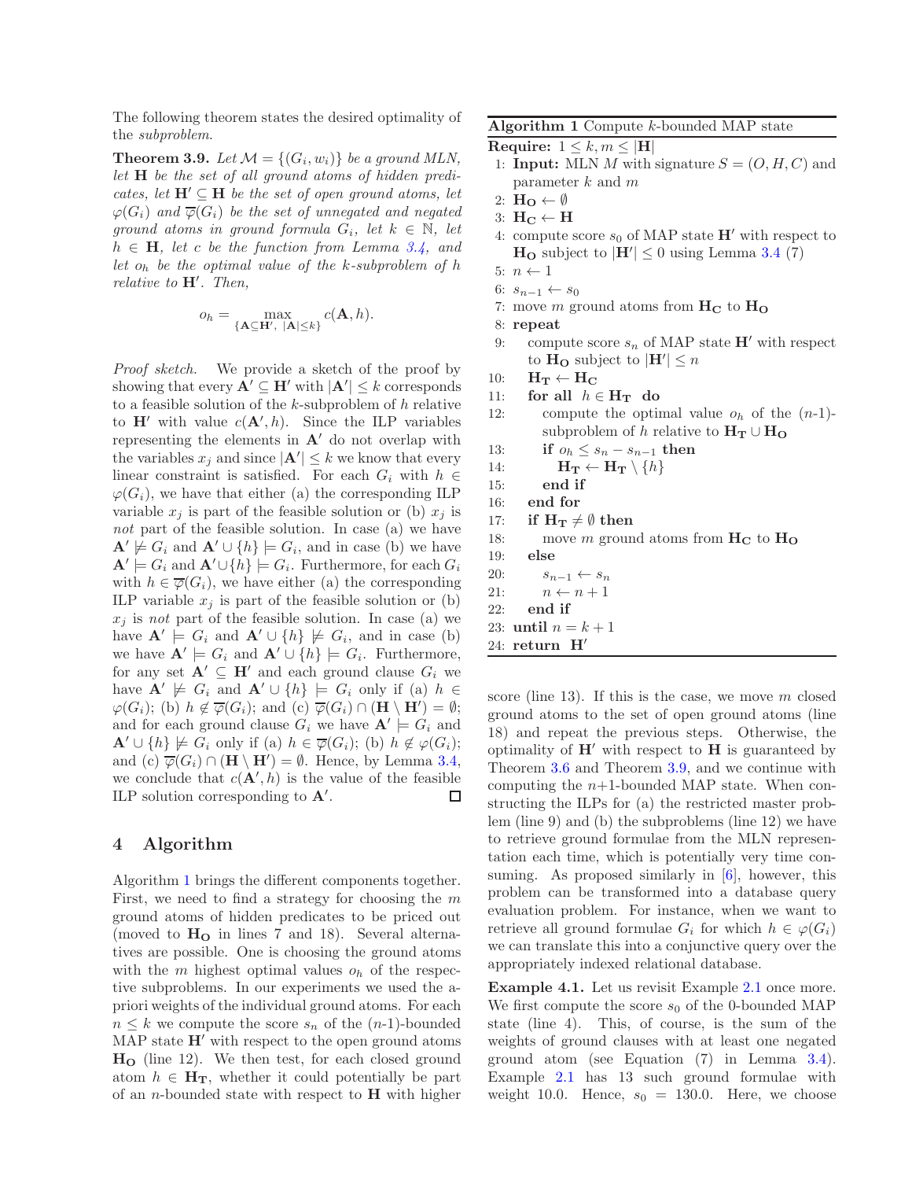The following theorem states the desired optimality of the *subproblem*.

**Theorem 3.9.** *Let $\mathcal{M} = \{(G_i, w_i)\}$ be a ground MLN, let $\mathbf{H}$ be the set of all ground atoms of hidden predicates, let $\mathbf{H}' \subseteq \mathbf{H}$ be the set of open ground atoms, let $\varphi(G_i)$ and $\overline{\varphi}(G_i)$ be the set of unnegated and negated ground atoms in ground formula $G_i$, let $k \in \mathbb{N}$, let $h \in \mathbf{H}$, let $c$ be the function from Lemma 3.4, and let $o_h$ be the optimal value of the $k$-subproblem of $h$ relative to $\mathbf{H}'$. Then,*

$$o_h = \max_{\{\mathbf{A} \subseteq \mathbf{H}',\ |\mathbf{A}| \leq k\}} c(\mathbf{A}, h).$$

*Proof sketch.* We provide a sketch of the proof by showing that every $\mathbf{A}' \subseteq \mathbf{H}'$ with $|\mathbf{A}'| \leq k$ corresponds to a feasible solution of the $k$-subproblem of $h$ relative to $\mathbf{H}'$ with value $c(\mathbf{A}', h)$. Since the ILP variables representing the elements in $\mathbf{A}'$ do not overlap with the variables $x_j$ and since $|\mathbf{A}'| \leq k$ we know that every linear constraint is satisfied. For each $G_i$ with $h \in \varphi(G_i)$, we have that either (a) the corresponding ILP variable $x_j$ is part of the feasible solution or (b) $x_j$ is *not* part of the feasible solution. In case (a) we have $\mathbf{A}' \not\models G_i$ and $\mathbf{A}' \cup \{h\} \models G_i$, and in case (b) we have $\mathbf{A}' \models G_i$ and $\mathbf{A}' \cup \{h\} \models G_i$. Furthermore, for each $G_i$ with $h \in \overline{\varphi}(G_i)$, we have either (a) the corresponding ILP variable $x_j$ is part of the feasible solution or (b) $x_j$ is *not* part of the feasible solution. In case (a) we have $\mathbf{A}' \models G_i$ and $\mathbf{A}' \cup \{h\} \not\models G_i$, and in case (b) we have $\mathbf{A}' \models G_i$ and $\mathbf{A}' \cup \{h\} \models G_i$. Furthermore, for any set $\mathbf{A}' \subseteq \mathbf{H}'$ and each ground clause $G_i$ we have $\mathbf{A}' \not\models G_i$ and $\mathbf{A}' \cup \{h\} \models G_i$ only if (a) $h \in \varphi(G_i)$; (b) $h \notin \overline{\varphi}(G_i)$; and (c) $\overline{\varphi}(G_i) \cap (\mathbf{H} \setminus \mathbf{H}') = \emptyset$; and for each ground clause $G_i$ we have $\mathbf{A}' \models G_i$ and $\mathbf{A}' \cup \{h\} \not\models G_i$ only if (a) $h \in \overline{\varphi}(G_i)$; (b) $h \notin \varphi(G_i)$; and (c) $\overline{\varphi}(G_i) \cap (\mathbf{H} \setminus \mathbf{H}') = \emptyset$. Hence, by Lemma 3.4, we conclude that $c(\mathbf{A}', h)$ is the value of the feasible ILP solution corresponding to $\mathbf{A}'$. □

## 4 Algorithm

Algorithm 1 brings the different components together. First, we need to find a strategy for choosing the $m$ ground atoms of hidden predicates to be priced out (moved to $\mathbf{H_O}$ in lines 7 and 18). Several alternatives are possible. One is choosing the ground atoms with the $m$ highest optimal values $o_h$ of the respective subproblems. In our experiments we used the a-priori weights of the individual ground atoms. For each $n \leq k$ we compute the score $s_n$ of the ($n$-1)-bounded MAP state $\mathbf{H}'$ with respect to the ground atoms $\mathbf{H_O}$ (line 12). We then test, for each closed ground atom $h \in \mathbf{H_T}$, whether it could potentially be part of an $n$-bounded state with respect to $\mathbf{H}$ with higher score (line 13). If this is the case, we move $m$ closed ground atoms to the set of open ground atoms (line 18) and repeat the previous steps. Otherwise, the optimality of $\mathbf{H}'$ with respect to $\mathbf{H}$ is guaranteed by Theorem 3.6 and Theorem 3.9, and we continue with computing the $n$+1-bounded MAP state. When constructing the ILPs for (a) the restricted master problem (line 9) and (b) the subproblems (line 12) we have to retrieve ground formulae from the MLN representation each time, which is potentially very time consuming. As proposed similarly in [6], however, this problem can be transformed into a database query evaluation problem. For instance, when we want to retrieve all ground formulae $G_i$ for which $h \in \varphi(G_i)$ we can translate this into a conjunctive query over the appropriately indexed relational database.

**Algorithm 1** Compute $k$-bounded MAP state

```
Require: 1 ≤ k, m ≤ |H|
 1: Input: MLN M with signature S = (O, H, C) and
    parameter k and m
 2: H_O ← ∅
 3: H_C ← H
 4: compute score s_0 of MAP state H' with respect to
    H_O subject to |H'| ≤ 0 using Lemma 3.4 (7)
 5: n ← 1
 6: s_{n-1} ← s_0
 7: move m ground atoms from H_C to H_O
 8: repeat
 9:    compute score s_n of MAP state H' with respect
       to H_O subject to |H'| ≤ n
10:    H_T ← H_C
11:    for all h ∈ H_T do
12:       compute the optimal value o_h of the (n-1)-
          subproblem of h relative to H_T ∪ H_O
13:       if o_h ≤ s_n − s_{n-1} then
14:          H_T ← H_T \ {h}
15:       end if
16:    end for
17:    if H_T ≠ ∅ then
18:       move m ground atoms from H_C to H_O
19:    else
20:       s_{n-1} ← s_n
21:       n ← n + 1
22:    end if
23: until n = k + 1
24: return H'
```

**Example 4.1.** Let us revisit Example 2.1 once more. We first compute the score $s_0$ of the 0-bounded MAP state (line 4). This, of course, is the sum of the weights of ground clauses with at least one negated ground atom (see Equation (7) in Lemma 3.4). Example 2.1 has 13 such ground formulae with weight 10.0. Hence, $s_0 = 130.0$. Here, we choose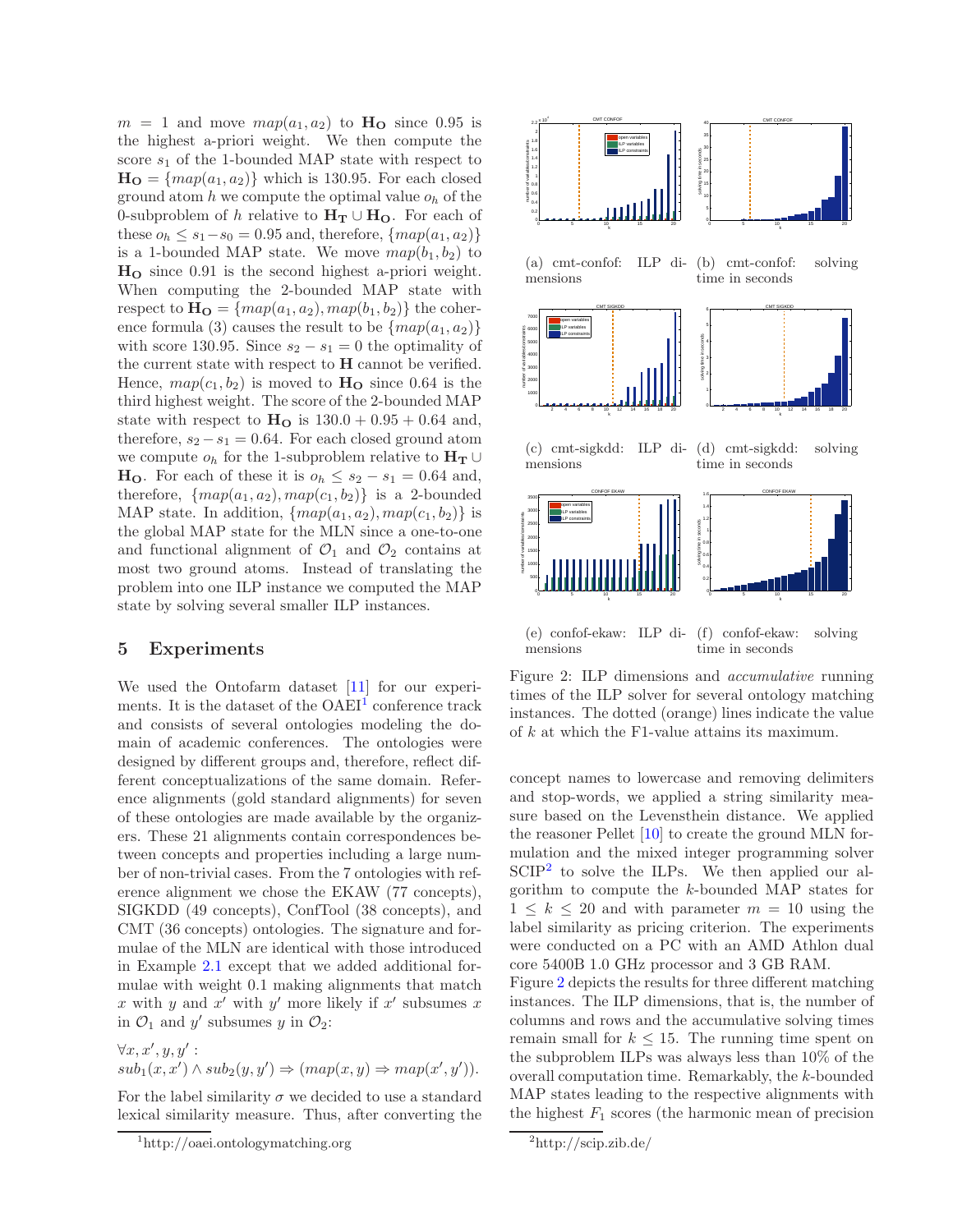$m = 1$ and move $map(a_1, a_2)$ to $\mathbf{H_O}$ since 0.95 is the highest a-priori weight. We then compute the score $s_1$ of the 1-bounded MAP state with respect to $\mathbf{H_O} = \{map(a_1, a_2)\}$ which is 130.95. For each closed ground atom $h$ we compute the optimal value $o_h$ of the 0-subproblem of $h$ relative to $\mathbf{H_T} \cup \mathbf{H_O}$. For each of these $o_h \leq s_1 - s_0 = 0.95$ and, therefore, $\{map(a_1, a_2)\}$ is a 1-bounded MAP state. We move $map(b_1, b_2)$ to $\mathbf{H_O}$ since 0.91 is the second highest a-priori weight. When computing the 2-bounded MAP state with respect to $\mathbf{H_O} = \{map(a_1, a_2), map(b_1, b_2)\}$ the coherence formula (3) causes the result to be $\{map(a_1, a_2)\}$ with score 130.95. Since $s_2 - s_1 = 0$ the optimality of the current state with respect to $\mathbf{H}$ cannot be verified. Hence, $map(c_1, b_2)$ is moved to $\mathbf{H_O}$ since 0.64 is the third highest weight. The score of the 2-bounded MAP state with respect to $\mathbf{H_O}$ is $130.0 + 0.95 + 0.64$ and, therefore, $s_2 - s_1 = 0.64$. For each closed ground atom we compute $o_h$ for the 1-subproblem relative to $\mathbf{H_T} \cup \mathbf{H_O}$. For each of these it is $o_h \leq s_2 - s_1 = 0.64$ and, therefore, $\{map(a_1, a_2), map(c_1, b_2)\}$ is a 2-bounded MAP state. In addition, $\{map(a_1, a_2), map(c_1, b_2)\}$ is the global MAP state for the MLN since a one-to-one and functional alignment of $\mathcal{O}_1$ and $\mathcal{O}_2$ contains at most two ground atoms. Instead of translating the problem into one ILP instance we computed the MAP state by solving several smaller ILP instances.

## 5 Experiments

We used the Ontofarm dataset [11] for our experiments. It is the dataset of the OAEI[1] conference track and consists of several ontologies modeling the domain of academic conferences. The ontologies were designed by different groups and, therefore, reflect different conceptualizations of the same domain. Reference alignments (gold standard alignments) for seven of these ontologies are made available by the organizers. These 21 alignments contain correspondences between concepts and properties including a large number of non-trivial cases. From the 7 ontologies with reference alignment we chose the EKAW (77 concepts), SIGKDD (49 concepts), ConfTool (38 concepts), and CMT (36 concepts) ontologies. The signature and formulae of the MLN are identical with those introduced in Example 2.1 except that we added additional formulae with weight 0.1 making alignments that match $x$ with $y$ and $x'$ with $y'$ more likely if $x'$ subsumes $x$ in $\mathcal{O}_1$ and $y'$ subsumes $y$ in $\mathcal{O}_2$:

$$\forall x, x', y, y' : sub_1(x, x') \wedge sub_2(y, y') \Rightarrow (map(x, y) \Rightarrow map(x', y')).$$

For the label similarity $\sigma$ we decided to use a standard lexical similarity measure. Thus, after converting the concept names to lowercase and removing delimiters and stop-words, we applied a string similarity measure based on the Levensthein distance. We applied the reasoner Pellet [10] to create the ground MLN formulation and the mixed integer programming solver SCIP[2] to solve the ILPs. We then applied our algorithm to compute the $k$-bounded MAP states for $1 \leq k \leq 20$ and with parameter $m = 10$ using the label similarity as pricing criterion. The experiments were conducted on a PC with an AMD Athlon dual core 5400B 1.0 GHz processor and 3 GB RAM.

(a) cmt-confof: ILP dimensions

(b) cmt-confof: solving time in seconds

(c) cmt-sigkdd: ILP dimensions

(d) cmt-sigkdd: solving time in seconds

(e) confof-ekaw: ILP dimensions

(f) confof-ekaw: solving time in seconds

Figure 2: ILP dimensions and *accumulative* running times of the ILP solver for several ontology matching instances. The dotted (orange) lines indicate the value of $k$ at which the F1-value attains its maximum.

Figure 2 depicts the results for three different matching instances. The ILP dimensions, that is, the number of columns and rows and the accumulative solving times remain small for $k \leq 15$. The running time spent on the subproblem ILPs was always less than 10% of the overall computation time. Remarkably, the $k$-bounded MAP states leading to the respective alignments with the highest $F_1$ scores (the harmonic mean of precision

[1] http://oaei.ontologymatching.org

[2] http://scip.zib.de/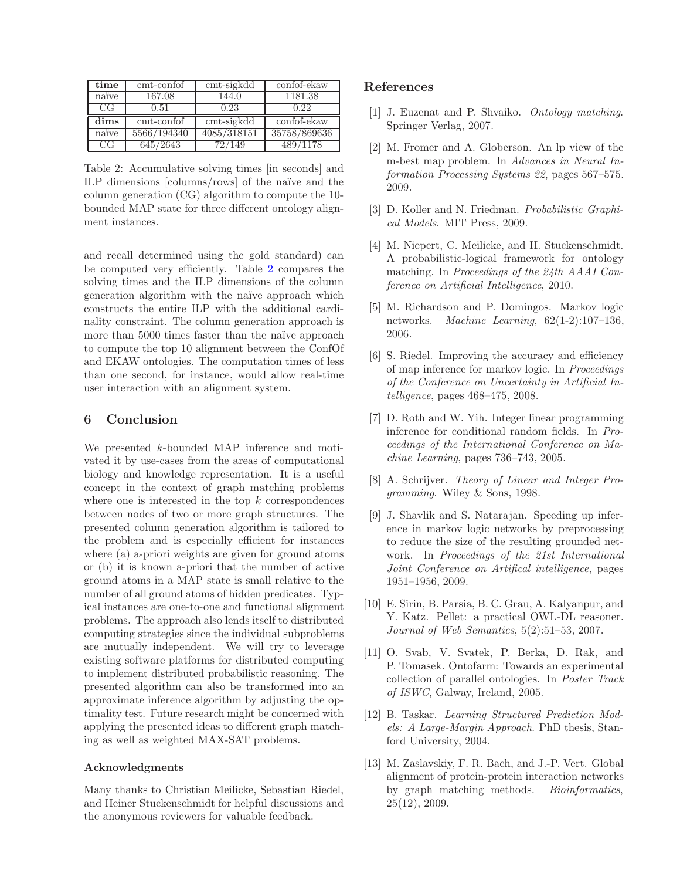| time | cmt-confof | cmt-sigkdd | confof-ekaw |
|---|---|---|---|
| naïve | 167.08 | 144.0 | 1181.38 |
| CG | 0.51 | 0.23 | 0.22 |
| **dims** | cmt-confof | cmt-sigkdd | confof-ekaw |
| naïve | 5566/194340 | 4085/318151 | 35758/869636 |
| CG | 645/2643 | 72/149 | 489/1178 |

Table 2: Accumulative solving times [in seconds] and ILP dimensions [columns/rows] of the naïve and the column generation (CG) algorithm to compute the 10-bounded MAP state for three different ontology alignment instances.

and recall determined using the gold standard) can be computed very efficiently. Table 2 compares the solving times and the ILP dimensions of the column generation algorithm with the naïve approach which constructs the entire ILP with the additional cardinality constraint. The column generation approach is more than 5000 times faster than the naïve approach to compute the top 10 alignment between the ConfOf and EKAW ontologies. The computation times of less than one second, for instance, would allow real-time user interaction with an alignment system.

## 6 Conclusion

We presented $k$-bounded MAP inference and motivated it by use-cases from the areas of computational biology and knowledge representation. It is a useful concept in the context of graph matching problems where one is interested in the top $k$ correspondences between nodes of two or more graph structures. The presented column generation algorithm is tailored to the problem and is especially efficient for instances where (a) a-priori weights are given for ground atoms or (b) it is known a-priori that the number of active ground atoms in a MAP state is small relative to the number of all ground atoms of hidden predicates. Typical instances are one-to-one and functional alignment problems. The approach also lends itself to distributed computing strategies since the individual subproblems are mutually independent. We will try to leverage existing software platforms for distributed computing to implement distributed probabilistic reasoning. The presented algorithm can also be transformed into an approximate inference algorithm by adjusting the optimality test. Future research might be concerned with applying the presented ideas to different graph matching as well as weighted MAX-SAT problems.

### Acknowledgments

Many thanks to Christian Meilicke, Sebastian Riedel, and Heiner Stuckenschmidt for helpful discussions and the anonymous reviewers for valuable feedback.

## References

[1] J. Euzenat and P. Shvaiko. *Ontology matching*. Springer Verlag, 2007.

[2] M. Fromer and A. Globerson. An lp view of the m-best map problem. In *Advances in Neural Information Processing Systems 22*, pages 567–575. 2009.

[3] D. Koller and N. Friedman. *Probabilistic Graphical Models*. MIT Press, 2009.

[4] M. Niepert, C. Meilicke, and H. Stuckenschmidt. A probabilistic-logical framework for ontology matching. In *Proceedings of the 24th AAAI Conference on Artificial Intelligence*, 2010.

[5] M. Richardson and P. Domingos. Markov logic networks. *Machine Learning*, 62(1-2):107–136, 2006.

[6] S. Riedel. Improving the accuracy and efficiency of map inference for markov logic. In *Proceedings of the Conference on Uncertainty in Artificial Intelligence*, pages 468–475, 2008.

[7] D. Roth and W. Yih. Integer linear programming inference for conditional random fields. In *Proceedings of the International Conference on Machine Learning*, pages 736–743, 2005.

[8] A. Schrijver. *Theory of Linear and Integer Programming*. Wiley & Sons, 1998.

[9] J. Shavlik and S. Natarajan. Speeding up inference in markov logic networks by preprocessing to reduce the size of the resulting grounded network. In *Proceedings of the 21st International Joint Conference on Artifical intelligence*, pages 1951–1956, 2009.

[10] E. Sirin, B. Parsia, B. C. Grau, A. Kalyanpur, and Y. Katz. Pellet: a practical OWL-DL reasoner. *Journal of Web Semantics*, 5(2):51–53, 2007.

[11] O. Svab, V. Svatek, P. Berka, D. Rak, and P. Tomasek. Ontofarm: Towards an experimental collection of parallel ontologies. In *Poster Track of ISWC*, Galway, Ireland, 2005.

[12] B. Taskar. *Learning Structured Prediction Models: A Large-Margin Approach*. PhD thesis, Stanford University, 2004.

[13] M. Zaslavskiy, F. R. Bach, and J.-P. Vert. Global alignment of protein-protein interaction networks by graph matching methods. *Bioinformatics*, 25(12), 2009.